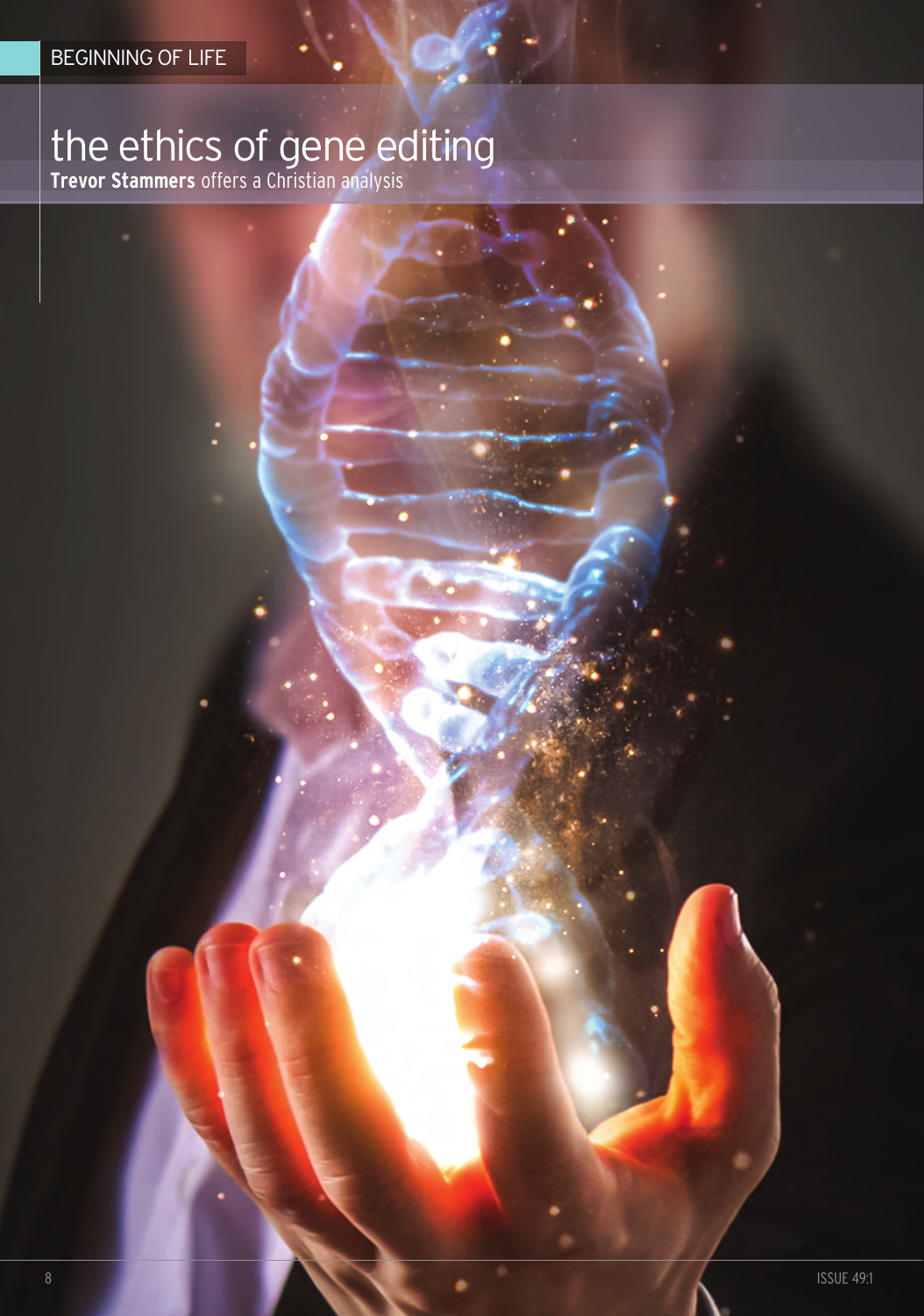BEGINNING OF LIFE

# the ethics of gene editing

**Trevor Stammers** offers a Christian analysis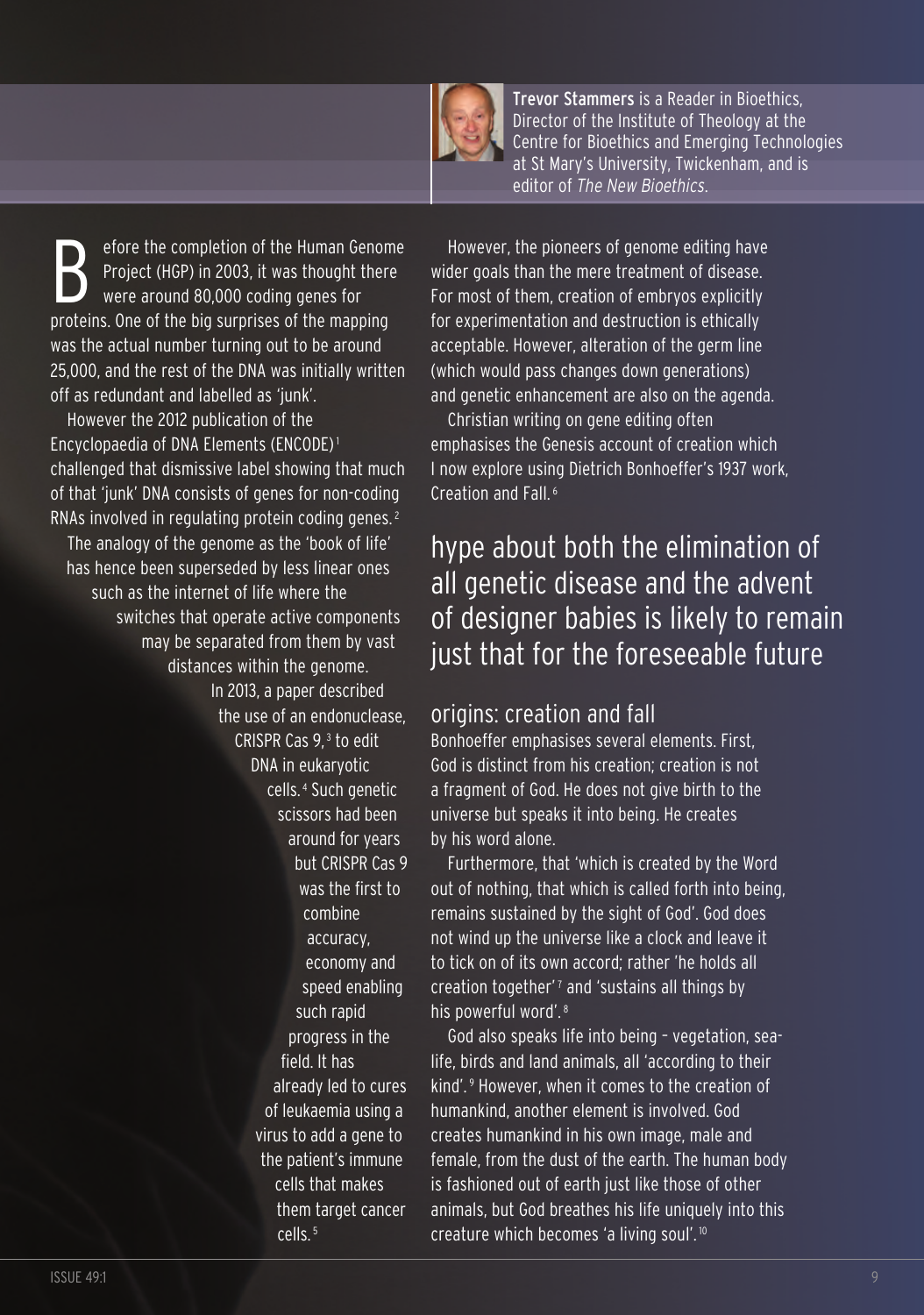**Trevor Stammers** is a Reader in Bioethics, Director of the Institute of Theology at the Centre for Bioethics and Emerging Technologies at St Mary's University, Twickenham, and is editor of *The New Bioethics*.

Before the completion of the Human Genome Project (HGP) in 2003, it was thought there were around 80,000 coding genes for proteins. One of the big surprises of the mapping was the actual number turning out to be around 25,000, and the rest of the DNA was initially written off as redundant and labelled as 'junk'.

However the 2012 publication of the Encyclopaedia of DNA Elements (ENCODE)[1] challenged that dismissive label showing that much of that 'junk' DNA consists of genes for non-coding RNAs involved in regulating protein coding genes.[2] The analogy of the genome as the 'book of life' has hence been superseded by less linear ones such as the internet of life where the switches that operate active components may be separated from them by vast distances within the genome.

In 2013, a paper described the use of an endonuclease, CRISPR Cas 9,[3] to edit DNA in eukaryotic cells.[4] Such genetic scissors had been around for years but CRISPR Cas 9 was the first to combine accuracy, economy and speed enabling such rapid progress in the field. It has already led to cures of leukaemia using a virus to add a gene to the patient's immune cells that makes them target cancer cells.[5]

However, the pioneers of genome editing have wider goals than the mere treatment of disease. For most of them, creation of embryos explicitly for experimentation and destruction is ethically acceptable. However, alteration of the germ line (which would pass changes down generations) and genetic enhancement are also on the agenda.

Christian writing on gene editing often emphasises the Genesis account of creation which I now explore using Dietrich Bonhoeffer's 1937 work, Creation and Fall.[6]

> hype about both the elimination of all genetic disease and the advent of designer babies is likely to remain just that for the foreseeable future

## origins: creation and fall

Bonhoeffer emphasises several elements. First, God is distinct from his creation; creation is not a fragment of God. He does not give birth to the universe but speaks it into being. He creates by his word alone.

Furthermore, that 'which is created by the Word out of nothing, that which is called forth into being, remains sustained by the sight of God'. God does not wind up the universe like a clock and leave it to tick on of its own accord; rather 'he holds all creation together'[7] and 'sustains all things by his powerful word'.[8]

God also speaks life into being – vegetation, sea-life, birds and land animals, all 'according to their kind'.[9] However, when it comes to the creation of humankind, another element is involved. God creates humankind in his own image, male and female, from the dust of the earth. The human body is fashioned out of earth just like those of other animals, but God breathes his life uniquely into this creature which becomes 'a living soul'.[10]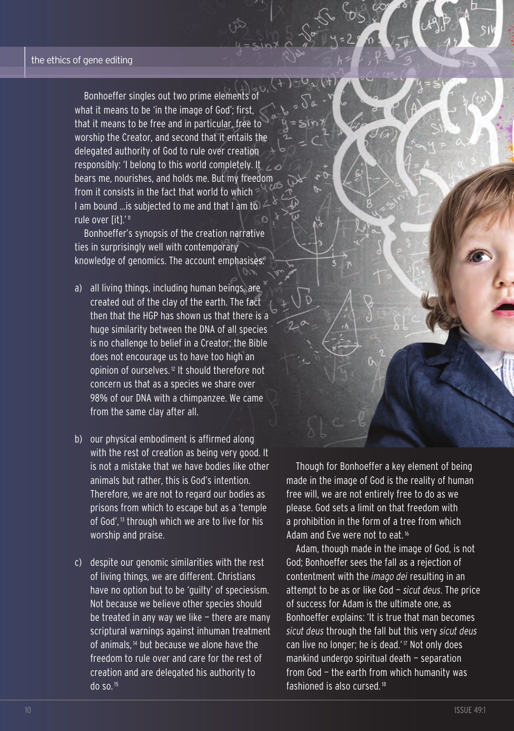Bonhoeffer singles out two prime elements of what it means to be 'in the image of God'; first, that it means to be free and in particular, free to worship the Creator, and second that it entails the delegated authority of God to rule over creation responsibly: 'I belong to this world completely. It bears me, nourishes, and holds me. But my freedom from it consists in the fact that world to which I am bound …is subjected to me and that I am to rule over [it].'[11]

Bonhoeffer's synopsis of the creation narrative ties in surprisingly well with contemporary knowledge of genomics. The account emphasises:

a) all living things, including human beings, are created out of the clay of the earth. The fact then that the HGP has shown us that there is a huge similarity between the DNA of all species is no challenge to belief in a Creator; the Bible does not encourage us to have too high an opinion of ourselves.[12] It should therefore not concern us that as a species we share over 98% of our DNA with a chimpanzee. We came from the same clay after all.

b) our physical embodiment is affirmed along with the rest of creation as being very good. It is not a mistake that we have bodies like other animals but rather, this is God's intention. Therefore, we are not to regard our bodies as prisons from which to escape but as a 'temple of God',[13] through which we are to live for his worship and praise.

c) despite our genomic similarities with the rest of living things, we are different. Christians have no option but to be 'guilty' of speciesism. Not because we believe other species should be treated in any way we like – there are many scriptural warnings against inhuman treatment of animals,[14] but because we alone have the freedom to rule over and care for the rest of creation and are delegated his authority to do so.[15]

Though for Bonhoeffer a key element of being made in the image of God is the reality of human free will, we are not entirely free to do as we please. God sets a limit on that freedom with a prohibition in the form of a tree from which Adam and Eve were not to eat.[16]

Adam, though made in the image of God, is not God; Bonhoeffer sees the fall as a rejection of contentment with the *imago dei* resulting in an attempt to be as or like God – *sicut deus*. The price of success for Adam is the ultimate one, as Bonhoeffer explains: 'It is true that man becomes *sicut deus* through the fall but this very *sicut deus* can live no longer; he is dead.'[17] Not only does mankind undergo spiritual death – separation from God – the earth from which humanity was fashioned is also cursed.[18]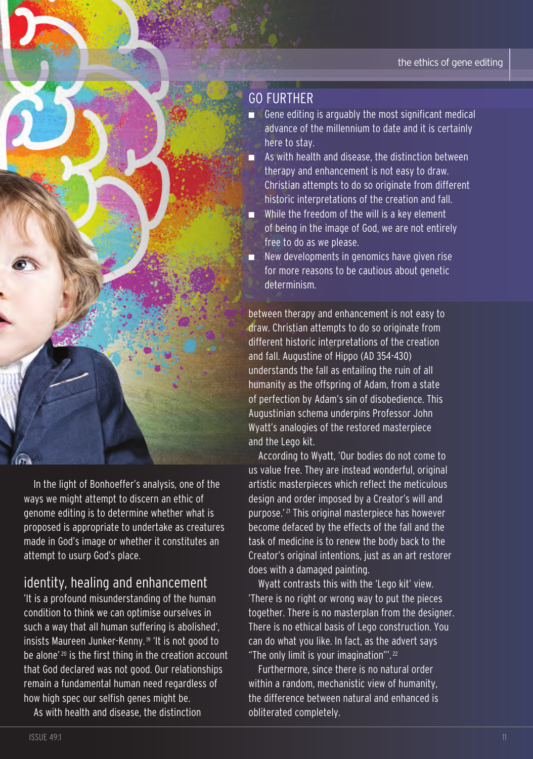## GO FURTHER

- Gene editing is arguably the most significant medical advance of the millennium to date and it is certainly here to stay.
- As with health and disease, the distinction between therapy and enhancement is not easy to draw. Christian attempts to do so originate from different historic interpretations of the creation and fall.
- While the freedom of the will is a key element of being in the image of God, we are not entirely free to do as we please.
- New developments in genomics have given rise for more reasons to be cautious about genetic determinism.

In the light of Bonhoeffer's analysis, one of the ways we might attempt to discern an ethic of genome editing is to determine whether what is proposed is appropriate to undertake as creatures made in God's image or whether it constitutes an attempt to usurp God's place.

## identity, healing and enhancement

'It is a profound misunderstanding of the human condition to think we can optimise ourselves in such a way that all human suffering is abolished', insists Maureen Junker-Kenny.[19] 'It is not good to be alone'[20] is the first thing in the creation account that God declared was not good. Our relationships remain a fundamental human need regardless of how high spec our selfish genes might be.

As with health and disease, the distinction between therapy and enhancement is not easy to draw. Christian attempts to do so originate from different historic interpretations of the creation and fall. Augustine of Hippo (AD 354-430) understands the fall as entailing the ruin of all humanity as the offspring of Adam, from a state of perfection by Adam's sin of disobedience. This Augustinian schema underpins Professor John Wyatt's analogies of the restored masterpiece and the Lego kit.

According to Wyatt, 'Our bodies do not come to us value free. They are instead wonderful, original artistic masterpieces which reflect the meticulous design and order imposed by a Creator's will and purpose.'[21] This original masterpiece has however become defaced by the effects of the fall and the task of medicine is to renew the body back to the Creator's original intentions, just as an art restorer does with a damaged painting.

Wyatt contrasts this with the 'Lego kit' view. 'There is no right or wrong way to put the pieces together. There is no masterplan from the designer. There is no ethical basis of Lego construction. You can do what you like. In fact, as the advert says "The only limit is your imagination"'.[22]

Furthermore, since there is no natural order within a random, mechanistic view of humanity, the difference between natural and enhanced is obliterated completely.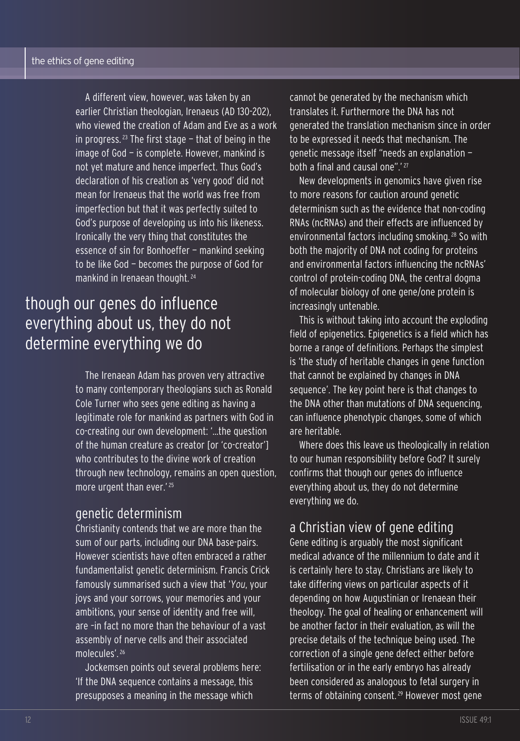A different view, however, was taken by an earlier Christian theologian, Irenaeus (AD 130-202), who viewed the creation of Adam and Eve as a work in progress.[23] The first stage — that of being in the image of God — is complete. However, mankind is not yet mature and hence imperfect. Thus God's declaration of his creation as 'very good' did not mean for Irenaeus that the world was free from imperfection but that it was perfectly suited to God's purpose of developing us into his likeness. Ironically the very thing that constitutes the essence of sin for Bonhoeffer — mankind seeking to be like God — becomes the purpose of God for mankind in Irenaean thought.[24]

## though our genes do influence everything about us, they do not determine everything we do

The Irenaean Adam has proven very attractive to many contemporary theologians such as Ronald Cole Turner who sees gene editing as having a legitimate role for mankind as partners with God in co-creating our own development: '...the question of the human creature as creator [or 'co-creator'] who contributes to the divine work of creation through new technology, remains an open question, more urgent than ever.'[25]

## genetic determinism

Christianity contends that we are more than the sum of our parts, including our DNA base-pairs. However scientists have often embraced a rather fundamentalist genetic determinism. Francis Crick famously summarised such a view that '*You*, your joys and your sorrows, your memories and your ambitions, your sense of identity and free will, are –in fact no more than the behaviour of a vast assembly of nerve cells and their associated molecules'.[26]

Jockemsen points out several problems here: 'If the DNA sequence contains a message, this presupposes a meaning in the message which cannot be generated by the mechanism which translates it. Furthermore the DNA has not generated the translation mechanism since in order to be expressed it needs that mechanism. The genetic message itself "needs an explanation — both a final and causal one".'[27]

New developments in genomics have given rise to more reasons for caution around genetic determinism such as the evidence that non-coding RNAs (ncRNAs) and their effects are influenced by environmental factors including smoking.[28] So with both the majority of DNA not coding for proteins and environmental factors influencing the ncRNAs' control of protein-coding DNA, the central dogma of molecular biology of one gene/one protein is increasingly untenable.

This is without taking into account the exploding field of epigenetics. Epigenetics is a field which has borne a range of definitions. Perhaps the simplest is 'the study of heritable changes in gene function that cannot be explained by changes in DNA sequence'. The key point here is that changes to the DNA other than mutations of DNA sequencing, can influence phenotypic changes, some of which are heritable.

Where does this leave us theologically in relation to our human responsibility before God? It surely confirms that though our genes do influence everything about us, they do not determine everything we do.

## a Christian view of gene editing

Gene editing is arguably the most significant medical advance of the millennium to date and it is certainly here to stay. Christians are likely to take differing views on particular aspects of it depending on how Augustinian or Irenaean their theology. The goal of healing or enhancement will be another factor in their evaluation, as will the precise details of the technique being used. The correction of a single gene defect either before fertilisation or in the early embryo has already been considered as analogous to fetal surgery in terms of obtaining consent.[29] However most gene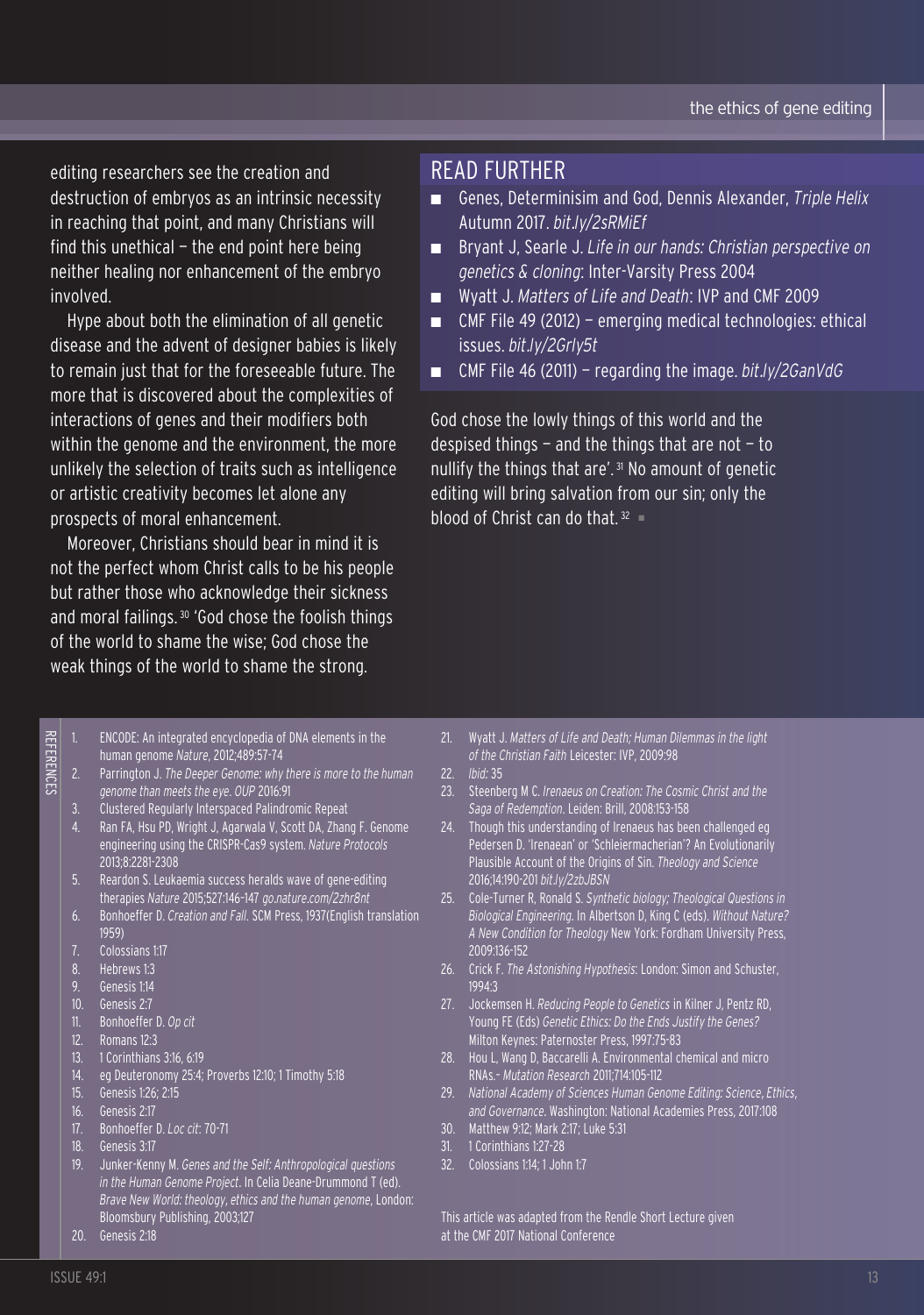editing researchers see the creation and destruction of embryos as an intrinsic necessity in reaching that point, and many Christians will find this unethical – the end point here being neither healing nor enhancement of the embryo involved.

Hype about both the elimination of all genetic disease and the advent of designer babies is likely to remain just that for the foreseeable future. The more that is discovered about the complexities of interactions of genes and their modifiers both within the genome and the environment, the more unlikely the selection of traits such as intelligence or artistic creativity becomes let alone any prospects of moral enhancement.

Moreover, Christians should bear in mind it is not the perfect whom Christ calls to be his people but rather those who acknowledge their sickness and moral failings.[30] 'God chose the foolish things of the world to shame the wise; God chose the weak things of the world to shame the strong. God chose the lowly things of this world and the despised things – and the things that are not – to nullify the things that are'.[31] No amount of genetic editing will bring salvation from our sin; only the blood of Christ can do that.[32] ■

## READ FURTHER

- Genes, Determinisim and God, Dennis Alexander, *Triple Helix* Autumn 2017. *bit.ly/2sRMiEf*
- Bryant J, Searle J. *Life in our hands: Christian perspective on genetics & cloning*: Inter-Varsity Press 2004
- Wyatt J. *Matters of Life and Death*: IVP and CMF 2009
- CMF File 49 (2012) – emerging medical technologies: ethical issues. *bit.ly/2Grly5t*
- CMF File 46 (2011) – regarding the image. *bit.ly/2GanVdG*

## REFERENCES

1. ENCODE: An integrated encyclopedia of DNA elements in the human genome *Nature*, 2012;489:57-74
2. Parrington J. *The Deeper Genome: why there is more to the human genome than meets the eye. OUP* 2016:91
3. Clustered Regularly Interspaced Palindromic Repeat
4. Ran FA, Hsu PD, Wright J, Agarwala V, Scott DA, Zhang F. Genome engineering using the CRISPR-Cas9 system. *Nature Protocols* 2013;8:2281-2308
5. Reardon S. Leukaemia success heralds wave of gene-editing therapies *Nature* 2015;527:146-147 *go.nature.com/2zhr8nt*
6. Bonhoeffer D. *Creation and Fall*. SCM Press, 1937(English translation 1959)
7. Colossians 1:17
8. Hebrews 1:3
9. Genesis 1:14
10. Genesis 2:7
11. Bonhoeffer D. *Op cit*
12. Romans 12:3
13. 1 Corinthians 3:16, 6:19
14. eg Deuteronomy 25:4; Proverbs 12:10; 1 Timothy 5:18
15. Genesis 1:26; 2:15
16. Genesis 2:17
17. Bonhoeffer D. *Loc cit*: 70-71
18. Genesis 3:17
19. Junker-Kenny M. *Genes and the Self: Anthropological questions in the Human Genome Project*. In Celia Deane-Drummond T (ed). *Brave New World: theology, ethics and the human genome*, London: Bloomsbury Publishing, 2003;127
20. Genesis 2:18
21. Wyatt J. *Matters of Life and Death; Human Dilemmas in the light of the Christian Faith* Leicester: IVP, 2009:98
22. *Ibid*: 35
23. Steenberg M C. *Irenaeus on Creation: The Cosmic Christ and the Saga of Redemption*. Leiden: Brill, 2008:153-158
24. Though this understanding of Irenaeus has been challenged eg Pedersen D. 'Irenaean' or 'Schleiermacherian'? An Evolutionarily Plausible Account of the Origins of Sin. *Theology and Science* 2016;14:190-201 *bit.ly/2zbJBSN*
25. Cole-Turner R, Ronald S. *Synthetic biology; Theological Questions in Biological Engineering*. In Albertson D, King C (eds). *Without Nature? A New Condition for Theology* New York: Fordham University Press, 2009:136-152
26. Crick F. *The Astonishing Hypothesis*: London: Simon and Schuster, 1994:3
27. Jockemsen H. *Reducing People to Genetics* in Kilner J, Pentz RD, Young FE (Eds) *Genetic Ethics: Do the Ends Justify the Genes?* Milton Keynes: Paternoster Press, 1997:75-83
28. Hou L, Wang D, Baccarelli A. Environmental chemical and micro RNAs.- *Mutation Research* 2011;714:105-112
29. *National Academy of Sciences Human Genome Editing: Science, Ethics, and Governance*. Washington: National Academies Press, 2017:108
30. Matthew 9:12; Mark 2:17; Luke 5:31
31. 1 Corinthians 1:27-28
32. Colossians 1:14; 1 John 1:7

This article was adapted from the Rendle Short Lecture given at the CMF 2017 National Conference